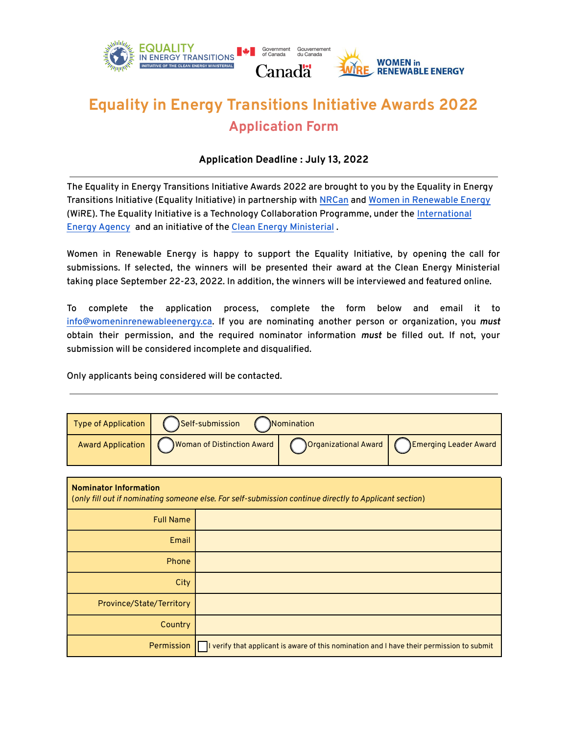# Equality in Energy Transitions Initiative Awards 2022

## Application Form

**Application Deadline : July 13, 2022**

---

The Equality in Energy Transitions Initiative Awards 2022 are brought to you by the Equality in Energy Transitions Initiative (Equality Initiative) in partnership with NRCan and Women in Renewable Energy (WiRE). The Equality Initiative is a Technology Collaboration Programme, under the International Energy Agency and an initiative of the Clean Energy Ministerial .

Women in Renewable Energy is happy to support the Equality Initiative, by opening the call for submissions. If selected, the winners will be presented their award at the Clean Energy Ministerial taking place September 22-23, 2022. In addition, the winners will be interviewed and featured online.

To complete the application process, complete the form below and email it to info@womeninrenewableenergy.ca. If you are nominating another person or organization, you ***must*** obtain their permission, and the required nominator information ***must*** be filled out. If not, your submission will be considered incomplete and disqualified.

Only applicants being considered will be contacted.

---

| Type of Application | ◯ Self-submission ◯ Nomination | | |
|---|---|---|---|
| Award Application | ◯ Woman of Distinction Award | ◯ Organizational Award | ◯ Emerging Leader Award |

| **Nominator Information** (*only fill out if nominating someone else. For self-submission continue directly to Applicant section*) | |
|---|---|
| Full Name | |
| Email | |
| Phone | |
| City | |
| Province/State/Territory | |
| Country | |
| Permission | ☐ I verify that applicant is aware of this nomination and I have their permission to submit |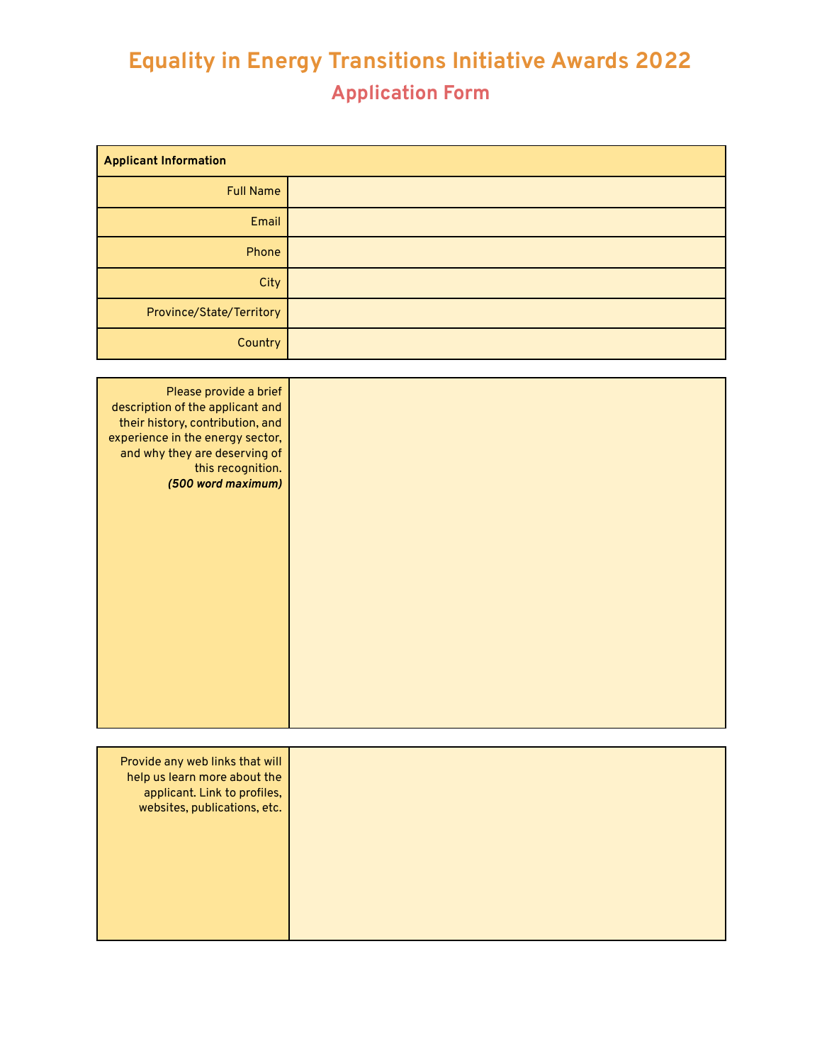# Equality in Energy Transitions Initiative Awards 2022

## Application Form

| Applicant Information | |
|---|---|
| Full Name | |
| Email | |
| Phone | |
| City | |
| Province/State/Territory | |
| Country | |

| | |
|---|---|
| Please provide a brief description of the applicant and their history, contribution, and experience in the energy sector, and why they are deserving of this recognition. ***(500 word maximum)*** | |

| | |
|---|---|
| Provide any web links that will help us learn more about the applicant. Link to profiles, websites, publications, etc. | |